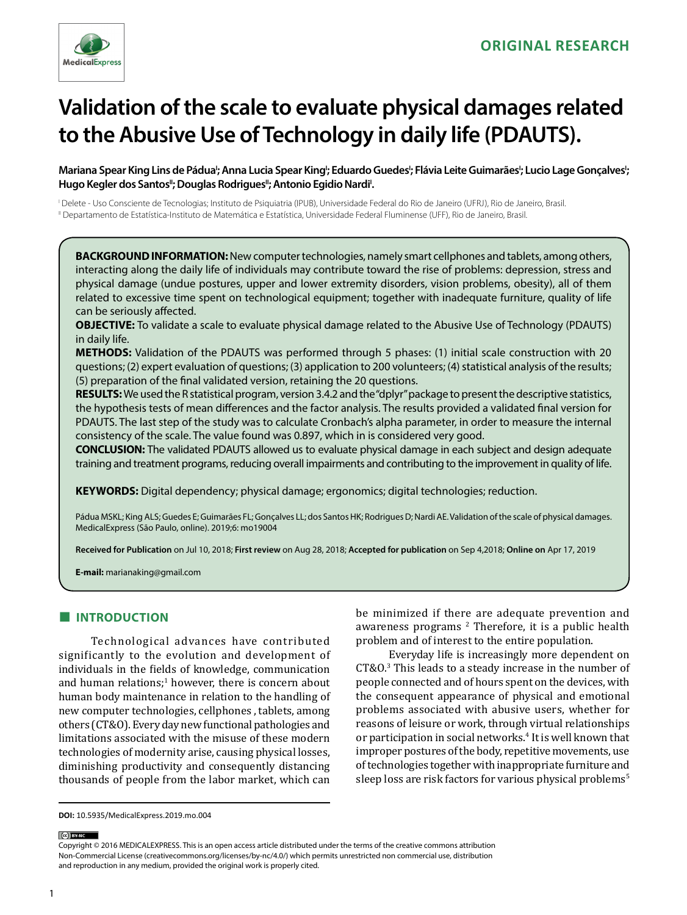ORIGINAL RESEARCH

# Validation of the scale to evaluate physical damages related to the Abusive Use of Technology in daily life (PDAUTS).

**Mariana Spear King Lins de Pádua[I]; Anna Lucia Spear King[I]; Eduardo Guedes[I]; Flávia Leite Guimarães[I]; Lucio Lage Gonçalves[I]; Hugo Kegler dos Santos[II]; Douglas Rodrigues[II]; Antonio Egidio Nardi[I].**

[I] Delete - Uso Consciente de Tecnologias; Instituto de Psiquiatria (IPUB), Universidade Federal do Rio de Janeiro (UFRJ), Rio de Janeiro, Brasil.
[II] Departamento de Estatística-Instituto de Matemática e Estatística, Universidade Federal Fluminense (UFF), Rio de Janeiro, Brasil.

**BACKGROUND INFORMATION:** New computer technologies, namely smart cellphones and tablets, among others, interacting along the daily life of individuals may contribute toward the rise of problems: depression, stress and physical damage (undue postures, upper and lower extremity disorders, vision problems, obesity), all of them related to excessive time spent on technological equipment; together with inadequate furniture, quality of life can be seriously affected.

**OBJECTIVE:** To validate a scale to evaluate physical damage related to the Abusive Use of Technology (PDAUTS) in daily life.

**METHODS:** Validation of the PDAUTS was performed through 5 phases: (1) initial scale construction with 20 questions; (2) expert evaluation of questions; (3) application to 200 volunteers; (4) statistical analysis of the results; (5) preparation of the final validated version, retaining the 20 questions.

**RESULTS:** We used the R statistical program, version 3.4.2 and the "dplyr" package to present the descriptive statistics, the hypothesis tests of mean differences and the factor analysis. The results provided a validated final version for PDAUTS. The last step of the study was to calculate Cronbach's alpha parameter, in order to measure the internal consistency of the scale. The value found was 0.897, which in is considered very good.

**CONCLUSION:** The validated PDAUTS allowed us to evaluate physical damage in each subject and design adequate training and treatment programs, reducing overall impairments and contributing to the improvement in quality of life.

**KEYWORDS:** Digital dependency; physical damage; ergonomics; digital technologies; reduction.

Pádua MSKL; King ALS; Guedes E; Guimarães FL; Gonçalves LL; dos Santos HK; Rodrigues D; Nardi AE. Validation of the scale of physical damages. MedicalExpress (São Paulo, online). 2019;6: mo19004

**Received for Publication** on Jul 10, 2018; **First review** on Aug 28, 2018; **Accepted for publication** on Sep 4,2018; **Online on** Apr 17, 2019

**E-mail:** marianaking@gmail.com

## INTRODUCTION

Technological advances have contributed significantly to the evolution and development of individuals in the fields of knowledge, communication and human relations;[1] however, there is concern about human body maintenance in relation to the handling of new computer technologies, cellphones , tablets, among others (CT&O). Every day new functional pathologies and limitations associated with the misuse of these modern technologies of modernity arise, causing physical losses, diminishing productivity and consequently distancing thousands of people from the labor market, which can be minimized if there are adequate prevention and awareness programs [2] Therefore, it is a public health problem and of interest to the entire population.

Everyday life is increasingly more dependent on CT&O.[3] This leads to a steady increase in the number of people connected and of hours spent on the devices, with the consequent appearance of physical and emotional problems associated with abusive users, whether for reasons of leisure or work, through virtual relationships or participation in social networks.[4] It is well known that improper postures of the body, repetitive movements, use of technologies together with inappropriate furniture and sleep loss are risk factors for various physical problems[5]

**DOI:** 10.5935/MedicalExpress.2019.mo.004

Copyright © 2016 MEDICALEXPRESS. This is an open access article distributed under the terms of the creative commons attribution Non-Commercial License (creativecommons.org/licenses/by-nc/4.0/) which permits unrestricted non commercial use, distribution and reproduction in any medium, provided the original work is properly cited.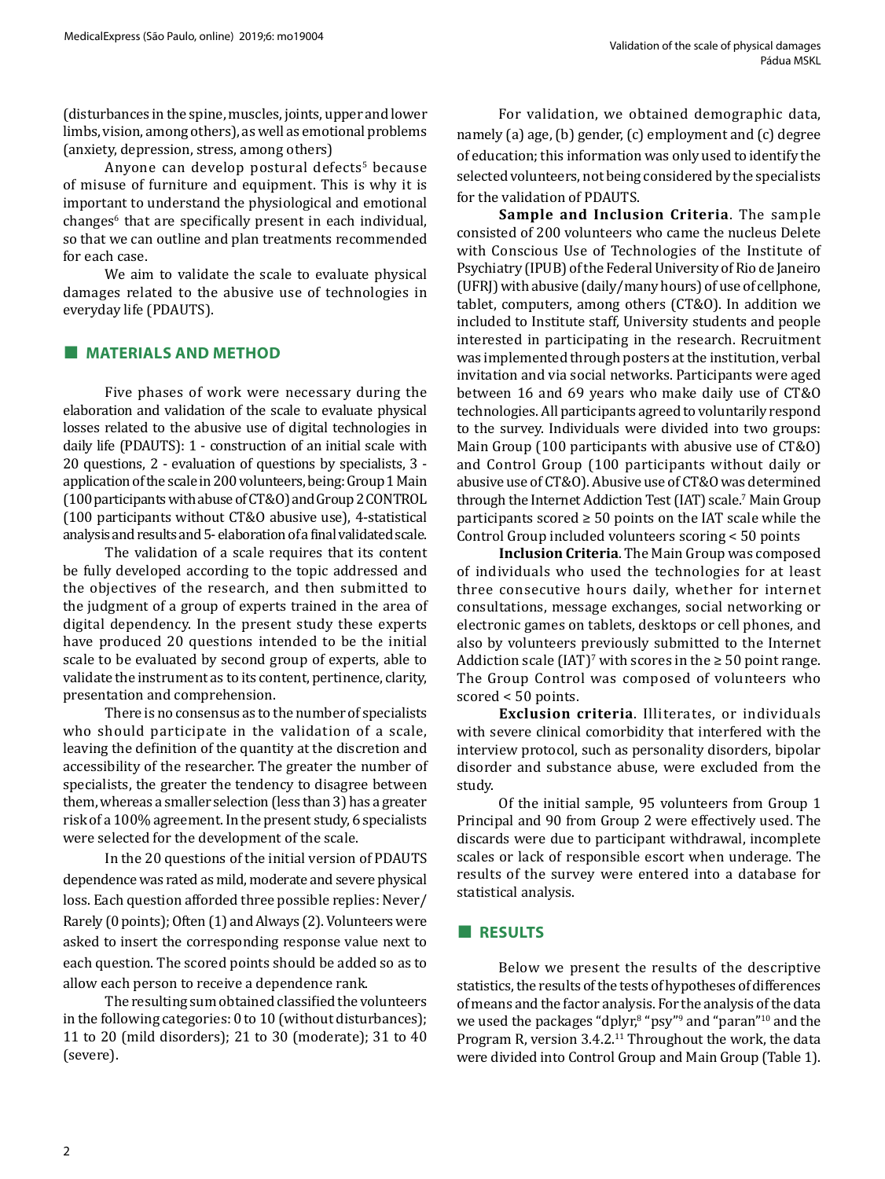(disturbances in the spine, muscles, joints, upper and lower limbs, vision, among others), as well as emotional problems (anxiety, depression, stress, among others)

Anyone can develop postural defects[5] because of misuse of furniture and equipment. This is why it is important to understand the physiological and emotional changes[6] that are specifically present in each individual, so that we can outline and plan treatments recommended for each case.

We aim to validate the scale to evaluate physical damages related to the abusive use of technologies in everyday life (PDAUTS).

## MATERIALS AND METHOD

Five phases of work were necessary during the elaboration and validation of the scale to evaluate physical losses related to the abusive use of digital technologies in daily life (PDAUTS): 1 - construction of an initial scale with 20 questions, 2 - evaluation of questions by specialists, 3 - application of the scale in 200 volunteers, being: Group 1 Main (100 participants with abuse of CT&O) and Group 2 CONTROL (100 participants without CT&O abusive use), 4-statistical analysis and results and 5- elaboration of a final validated scale.

The validation of a scale requires that its content be fully developed according to the topic addressed and the objectives of the research, and then submitted to the judgment of a group of experts trained in the area of digital dependency. In the present study these experts have produced 20 questions intended to be the initial scale to be evaluated by second group of experts, able to validate the instrument as to its content, pertinence, clarity, presentation and comprehension.

There is no consensus as to the number of specialists who should participate in the validation of a scale, leaving the definition of the quantity at the discretion and accessibility of the researcher. The greater the number of specialists, the greater the tendency to disagree between them, whereas a smaller selection (less than 3) has a greater risk of a 100% agreement. In the present study, 6 specialists were selected for the development of the scale.

In the 20 questions of the initial version of PDAUTS dependence was rated as mild, moderate and severe physical loss. Each question afforded three possible replies: Never/Rarely (0 points); Often (1) and Always (2). Volunteers were asked to insert the corresponding response value next to each question. The scored points should be added so as to allow each person to receive a dependence rank.

The resulting sum obtained classified the volunteers in the following categories: 0 to 10 (without disturbances); 11 to 20 (mild disorders); 21 to 30 (moderate); 31 to 40 (severe).

For validation, we obtained demographic data, namely (a) age, (b) gender, (c) employment and (c) degree of education; this information was only used to identify the selected volunteers, not being considered by the specialists for the validation of PDAUTS.

**Sample and Inclusion Criteria**. The sample consisted of 200 volunteers who came the nucleus Delete with Conscious Use of Technologies of the Institute of Psychiatry (IPUB) of the Federal University of Rio de Janeiro (UFRJ) with abusive (daily/many hours) of use of cellphone, tablet, computers, among others (CT&O). In addition we included to Institute staff, University students and people interested in participating in the research. Recruitment was implemented through posters at the institution, verbal invitation and via social networks. Participants were aged between 16 and 69 years who make daily use of CT&O technologies. All participants agreed to voluntarily respond to the survey. Individuals were divided into two groups: Main Group (100 participants with abusive use of CT&O) and Control Group (100 participants without daily or abusive use of CT&O). Abusive use of CT&O was determined through the Internet Addiction Test (IAT) scale.[7] Main Group participants scored ≥ 50 points on the IAT scale while the Control Group included volunteers scoring < 50 points

**Inclusion Criteria**. The Main Group was composed of individuals who used the technologies for at least three consecutive hours daily, whether for internet consultations, message exchanges, social networking or electronic games on tablets, desktops or cell phones, and also by volunteers previously submitted to the Internet Addiction scale (IAT)[7] with scores in the ≥ 50 point range. The Group Control was composed of volunteers who scored < 50 points.

**Exclusion criteria**. Illiterates, or individuals with severe clinical comorbidity that interfered with the interview protocol, such as personality disorders, bipolar disorder and substance abuse, were excluded from the study.

Of the initial sample, 95 volunteers from Group 1 Principal and 90 from Group 2 were effectively used. The discards were due to participant withdrawal, incomplete scales or lack of responsible escort when underage. The results of the survey were entered into a database for statistical analysis.

## RESULTS

Below we present the results of the descriptive statistics, the results of the tests of hypotheses of differences of means and the factor analysis. For the analysis of the data we used the packages "dplyr,[8] "psy"[9] and "paran"[10] and the Program R, version 3.4.2.[11] Throughout the work, the data were divided into Control Group and Main Group (Table 1).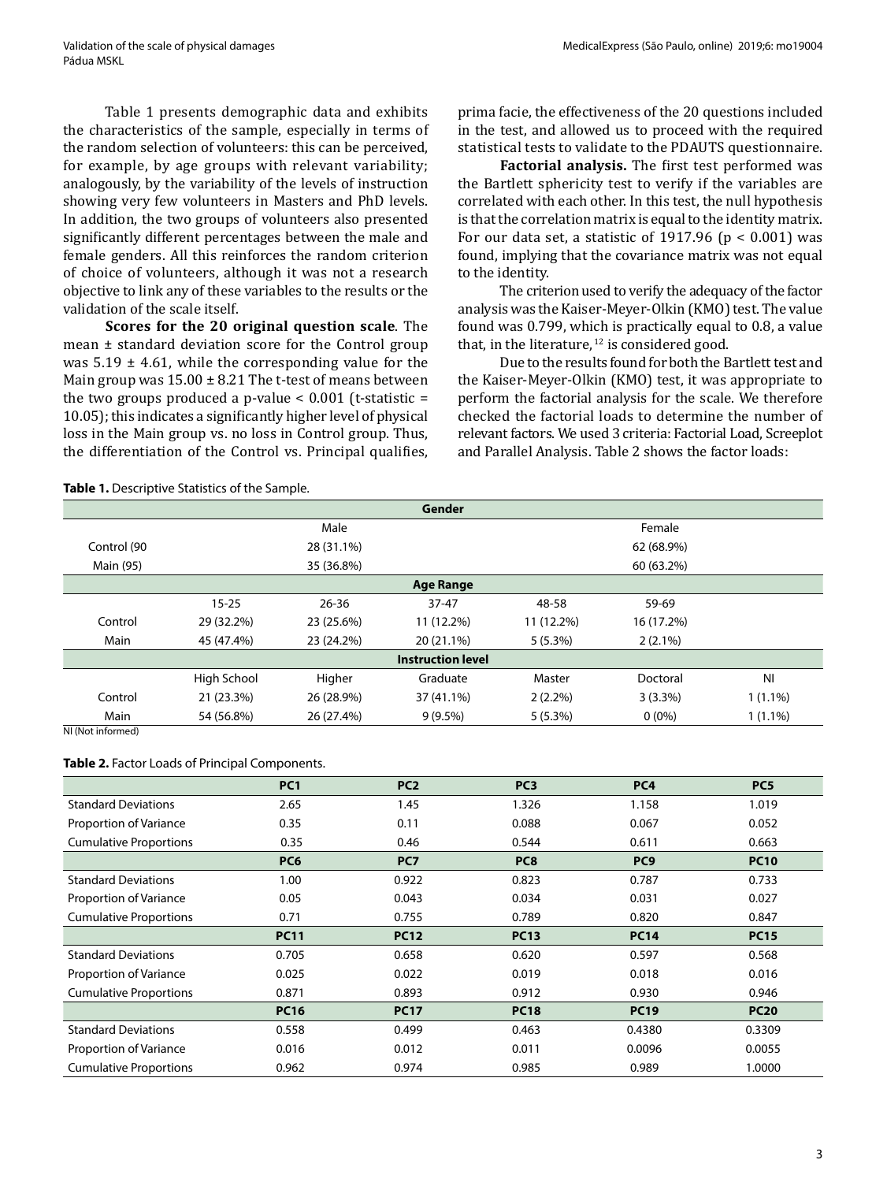Table 1 presents demographic data and exhibits the characteristics of the sample, especially in terms of the random selection of volunteers: this can be perceived, for example, by age groups with relevant variability; analogously, by the variability of the levels of instruction showing very few volunteers in Masters and PhD levels. In addition, the two groups of volunteers also presented significantly different percentages between the male and female genders. All this reinforces the random criterion of choice of volunteers, although it was not a research objective to link any of these variables to the results or the validation of the scale itself.

**Scores for the 20 original question scale**. The mean ± standard deviation score for the Control group was 5.19 ± 4.61, while the corresponding value for the Main group was 15.00 ± 8.21 The t-test of means between the two groups produced a p-value < 0.001 (t-statistic = 10.05); this indicates a significantly higher level of physical loss in the Main group vs. no loss in Control group. Thus, the differentiation of the Control vs. Principal qualifies, prima facie, the effectiveness of the 20 questions included in the test, and allowed us to proceed with the required statistical tests to validate to the PDAUTS questionnaire.

**Factorial analysis.** The first test performed was the Bartlett sphericity test to verify if the variables are correlated with each other. In this test, the null hypothesis is that the correlation matrix is equal to the identity matrix. For our data set, a statistic of 1917.96 (p < 0.001) was found, implying that the covariance matrix was not equal to the identity.

The criterion used to verify the adequacy of the factor analysis was the Kaiser-Meyer-Olkin (KMO) test. The value found was 0.799, which is practically equal to 0.8, a value that, in the literature,[12] is considered good.

Due to the results found for both the Bartlett test and the Kaiser-Meyer-Olkin (KMO) test, it was appropriate to perform the factorial analysis for the scale. We therefore checked the factorial loads to determine the number of relevant factors. We used 3 criteria: Factorial Load, Screeplot and Parallel Analysis. Table 2 shows the factor loads:

**Table 1.** Descriptive Statistics of the Sample.

| | | | **Gender** | | | |
|---|---|---|---|---|---|---|
| | | Male | | | Female | |
| Control (90 | | 28 (31.1%) | | | 62 (68.9%) | |
| Main (95) | | 35 (36.8%) | | | 60 (63.2%) | |
| | | | **Age Range** | | | |
| | 15-25 | 26-36 | 37-47 | 48-58 | 59-69 | |
| Control | 29 (32.2%) | 23 (25.6%) | 11 (12.2%) | 11 (12.2%) | 16 (17.2%) | |
| Main | 45 (47.4%) | 23 (24.2%) | 20 (21.1%) | 5 (5.3%) | 2 (2.1%) | |
| | | | **Instruction level** | | | |
| | High School | Higher | Graduate | Master | Doctoral | NI |
| Control | 21 (23.3%) | 26 (28.9%) | 37 (41.1%) | 2 (2.2%) | 3 (3.3%) | 1 (1.1%) |
| Main | 54 (56.8%) | 26 (27.4%) | 9 (9.5%) | 5 (5.3%) | 0 (0%) | 1 (1.1%) |

NI (Not informed)

**Table 2.** Factor Loads of Principal Components.

| | **PC1** | **PC2** | **PC3** | **PC4** | **PC5** |
|---|---|---|---|---|---|
| Standard Deviations | 2.65 | 1.45 | 1.326 | 1.158 | 1.019 |
| Proportion of Variance | 0.35 | 0.11 | 0.088 | 0.067 | 0.052 |
| Cumulative Proportions | 0.35 | 0.46 | 0.544 | 0.611 | 0.663 |
| | **PC6** | **PC7** | **PC8** | **PC9** | **PC10** |
| Standard Deviations | 1.00 | 0.922 | 0.823 | 0.787 | 0.733 |
| Proportion of Variance | 0.05 | 0.043 | 0.034 | 0.031 | 0.027 |
| Cumulative Proportions | 0.71 | 0.755 | 0.789 | 0.820 | 0.847 |
| | **PC11** | **PC12** | **PC13** | **PC14** | **PC15** |
| Standard Deviations | 0.705 | 0.658 | 0.620 | 0.597 | 0.568 |
| Proportion of Variance | 0.025 | 0.022 | 0.019 | 0.018 | 0.016 |
| Cumulative Proportions | 0.871 | 0.893 | 0.912 | 0.930 | 0.946 |
| | **PC16** | **PC17** | **PC18** | **PC19** | **PC20** |
| Standard Deviations | 0.558 | 0.499 | 0.463 | 0.4380 | 0.3309 |
| Proportion of Variance | 0.016 | 0.012 | 0.011 | 0.0096 | 0.0055 |
| Cumulative Proportions | 0.962 | 0.974 | 0.985 | 0.989 | 1.0000 |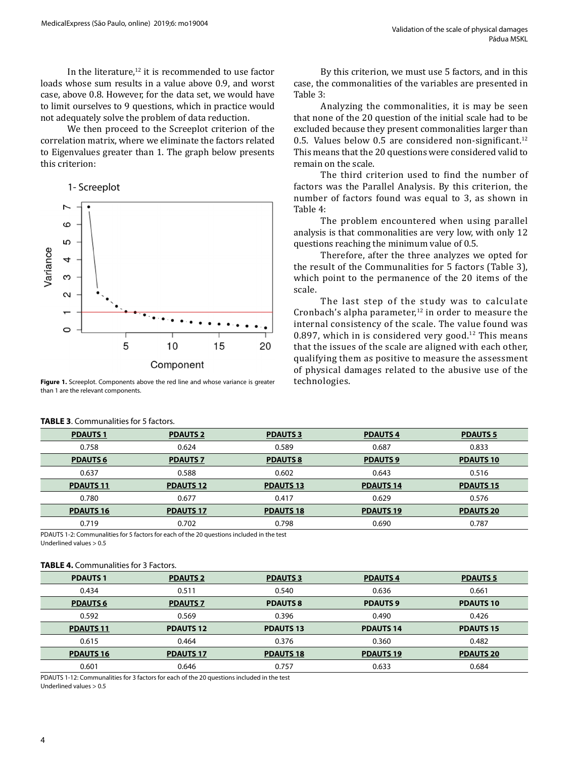In the literature,[12] it is recommended to use factor loads whose sum results in a value above 0.9, and worst case, above 0.8. However, for the data set, we would have to limit ourselves to 9 questions, which in practice would not adequately solve the problem of data reduction.

We then proceed to the Screeplot criterion of the correlation matrix, where we eliminate the factors related to Eigenvalues greater than 1. The graph below presents this criterion:

**Figure 1.** Screeplot. Components above the red line and whose variance is greater than 1 are the relevant components.

By this criterion, we must use 5 factors, and in this case, the commonalities of the variables are presented in Table 3:

Analyzing the commonalities, it is may be seen that none of the 20 question of the initial scale had to be excluded because they present commonalities larger than 0.5. Values below 0.5 are considered non-significant.[12] This means that the 20 questions were considered valid to remain on the scale.

The third criterion used to find the number of factors was the Parallel Analysis. By this criterion, the number of factors found was equal to 3, as shown in Table 4:

The problem encountered when using parallel analysis is that commonalities are very low, with only 12 questions reaching the minimum value of 0.5.

Therefore, after the three analyzes we opted for the result of the Communalities for 5 factors (Table 3), which point to the permanence of the 20 items of the scale.

The last step of the study was to calculate Cronbach's alpha parameter,[12] in order to measure the internal consistency of the scale. The value found was 0.897, which in is considered very good.[12] This means that the issues of the scale are aligned with each other, qualifying them as positive to measure the assessment of physical damages related to the abusive use of the technologies.

**TABLE 3**. Communalities for 5 factors.

| PDAUTS 1 | PDAUTS 2 | PDAUTS 3 | PDAUTS 4 | PDAUTS 5 |
|---|---|---|---|---|
| 0.758 | 0.624 | 0.589 | 0.687 | 0.833 |
| **PDAUTS 6** | **PDAUTS 7** | **PDAUTS 8** | **PDAUTS 9** | **PDAUTS 10** |
| 0.637 | 0.588 | 0.602 | 0.643 | 0.516 |
| **PDAUTS 11** | **PDAUTS 12** | **PDAUTS 13** | **PDAUTS 14** | **PDAUTS 15** |
| 0.780 | 0.677 | 0.417 | 0.629 | 0.576 |
| **PDAUTS 16** | **PDAUTS 17** | **PDAUTS 18** | **PDAUTS 19** | **PDAUTS 20** |
| 0.719 | 0.702 | 0.798 | 0.690 | 0.787 |

PDAUTS 1-2: Communalities for 5 factors for each of the 20 questions included in the test
Underlined values > 0.5

**TABLE 4.** Communalities for 3 Factors.

| PDAUTS 1 | PDAUTS 2 | PDAUTS 3 | PDAUTS 4 | PDAUTS 5 |
|---|---|---|---|---|
| 0.434 | 0.511 | 0.540 | 0.636 | 0.661 |
| **PDAUTS 6** | **PDAUTS 7** | **PDAUTS 8** | **PDAUTS 9** | **PDAUTS 10** |
| 0.592 | 0.569 | 0.396 | 0.490 | 0.426 |
| **PDAUTS 11** | **PDAUTS 12** | **PDAUTS 13** | **PDAUTS 14** | **PDAUTS 15** |
| 0.615 | 0.464 | 0.376 | 0.360 | 0.482 |
| **PDAUTS 16** | **PDAUTS 17** | **PDAUTS 18** | **PDAUTS 19** | **PDAUTS 20** |
| 0.601 | 0.646 | 0.757 | 0.633 | 0.684 |

PDAUTS 1-12: Communalities for 3 factors for each of the 20 questions included in the test
Underlined values > 0.5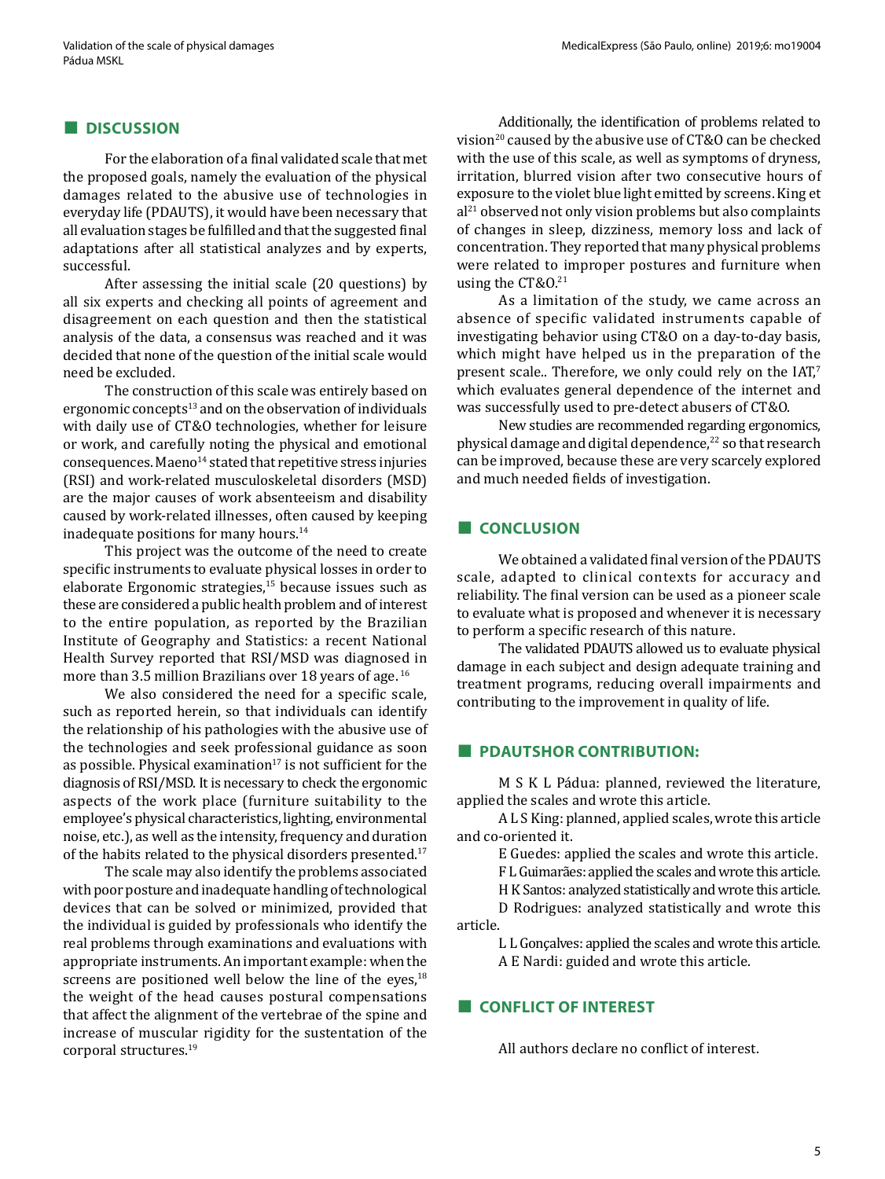## DISCUSSION

For the elaboration of a final validated scale that met the proposed goals, namely the evaluation of the physical damages related to the abusive use of technologies in everyday life (PDAUTS), it would have been necessary that all evaluation stages be fulfilled and that the suggested final adaptations after all statistical analyzes and by experts, successful.

After assessing the initial scale (20 questions) by all six experts and checking all points of agreement and disagreement on each question and then the statistical analysis of the data, a consensus was reached and it was decided that none of the question of the initial scale would need be excluded.

The construction of this scale was entirely based on ergonomic concepts[13] and on the observation of individuals with daily use of CT&O technologies, whether for leisure or work, and carefully noting the physical and emotional consequences. Maeno[14] stated that repetitive stress injuries (RSI) and work-related musculoskeletal disorders (MSD) are the major causes of work absenteeism and disability caused by work-related illnesses, often caused by keeping inadequate positions for many hours.[14]

This project was the outcome of the need to create specific instruments to evaluate physical losses in order to elaborate Ergonomic strategies,[15] because issues such as these are considered a public health problem and of interest to the entire population, as reported by the Brazilian Institute of Geography and Statistics: a recent National Health Survey reported that RSI/MSD was diagnosed in more than 3.5 million Brazilians over 18 years of age.[16]

We also considered the need for a specific scale, such as reported herein, so that individuals can identify the relationship of his pathologies with the abusive use of the technologies and seek professional guidance as soon as possible. Physical examination[17] is not sufficient for the diagnosis of RSI/MSD. It is necessary to check the ergonomic aspects of the work place (furniture suitability to the employee's physical characteristics, lighting, environmental noise, etc.), as well as the intensity, frequency and duration of the habits related to the physical disorders presented.[17]

The scale may also identify the problems associated with poor posture and inadequate handling of technological devices that can be solved or minimized, provided that the individual is guided by professionals who identify the real problems through examinations and evaluations with appropriate instruments. An important example: when the screens are positioned well below the line of the eyes,[18] the weight of the head causes postural compensations that affect the alignment of the vertebrae of the spine and increase of muscular rigidity for the sustentation of the corporal structures.[19]

Additionally, the identification of problems related to vision[20] caused by the abusive use of CT&O can be checked with the use of this scale, as well as symptoms of dryness, irritation, blurred vision after two consecutive hours of exposure to the violet blue light emitted by screens. King et al[21] observed not only vision problems but also complaints of changes in sleep, dizziness, memory loss and lack of concentration. They reported that many physical problems were related to improper postures and furniture when using the CT&O.[21]

As a limitation of the study, we came across an absence of specific validated instruments capable of investigating behavior using CT&O on a day-to-day basis, which might have helped us in the preparation of the present scale.. Therefore, we only could rely on the IAT,[7] which evaluates general dependence of the internet and was successfully used to pre-detect abusers of CT&O.

New studies are recommended regarding ergonomics, physical damage and digital dependence,[22] so that research can be improved, because these are very scarcely explored and much needed fields of investigation.

## CONCLUSION

We obtained a validated final version of the PDAUTS scale, adapted to clinical contexts for accuracy and reliability. The final version can be used as a pioneer scale to evaluate what is proposed and whenever it is necessary to perform a specific research of this nature.

The validated PDAUTS allowed us to evaluate physical damage in each subject and design adequate training and treatment programs, reducing overall impairments and contributing to the improvement in quality of life.

## PDAUTSHOR CONTRIBUTION:

M S K L Pádua: planned, reviewed the literature, applied the scales and wrote this article.

A L S King: planned, applied scales, wrote this article and co-oriented it.

E Guedes: applied the scales and wrote this article.

F L Guimarães: applied the scales and wrote this article.

H K Santos: analyzed statistically and wrote this article.

D Rodrigues: analyzed statistically and wrote this article.

L L Gonçalves: applied the scales and wrote this article.

A E Nardi: guided and wrote this article.

## CONFLICT OF INTEREST

All authors declare no conflict of interest.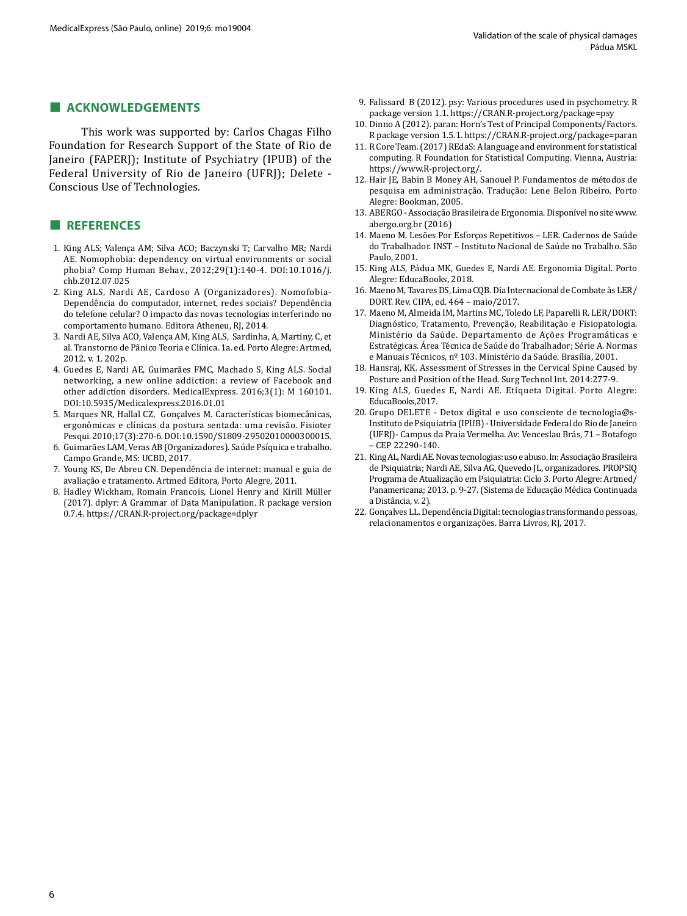## ACKNOWLEDGEMENTS

This work was supported by: Carlos Chagas Filho Foundation for Research Support of the State of Rio de Janeiro (FAPERJ); Institute of Psychiatry (IPUB) of the Federal University of Rio de Janeiro (UFRJ); Delete - Conscious Use of Technologies.

## REFERENCES

1. King ALS; Valença AM; Silva ACO; Baczynski T; Carvalho MR; Nardi AE. Nomophobia: dependency on virtual environments or social phobia? Comp Human Behav., 2012;29(1):140-4. DOI:10.1016/j.chb.2012.07.025
2. King ALS, Nardi AE, Cardoso A (Organizadores). Nomofobia-Dependência do computador, internet, redes sociais? Dependência do telefone celular? O impacto das novas tecnologias interferindo no comportamento humano. Editora Atheneu, RJ, 2014.
3. Nardi AE, Silva ACO, Valença AM, King ALS, Sardinha, A, Martiny, C, et al. Transtorno de Pânico Teoria e Clínica. 1a. ed. Porto Alegre: Artmed, 2012. v. 1. 202p.
4. Guedes E, Nardi AE, Guimarães FMC, Machado S, King ALS. Social networking, a new online addiction: a review of Facebook and other addiction disorders. MedicalExpress. 2016;3(1): M 160101. DOI:10.5935/Medicalexpress.2016.01.01
5. Marques NR, Hallal CZ, Gonçalves M. Características biomecânicas, ergonômicas e clínicas da postura sentada: uma revisão. Fisioter Pesqui. 2010;17(3):270-6. DOI:10.1590/S1809-29502010000300015.
6. Guimarães LAM, Veras AB (Organizadores). Saúde Psíquica e trabalho. Campo Grande, MS: UCBD, 2017.
7. Young KS, De Abreu CN. Dependência de internet: manual e guia de avaliação e tratamento. Artmed Editora, Porto Alegre, 2011.
8. Hadley Wickham, Romain Francois, Lionel Henry and Kirill Müller (2017). dplyr: A Grammar of Data Manipulation. R package version 0.7.4. https://CRAN.R-project.org/package=dplyr
9. Falissard B (2012). psy: Various procedures used in psychometry. R package version 1.1. https://CRAN.R-project.org/package=psy
10. Dinno A (2012). paran: Horn's Test of Principal Components/Factors. R package version 1.5.1. https://CRAN.R-project.org/package=paran
11. R Core Team. (2017) REdaS: A language and environment for statistical computing. R Foundation for Statistical Computing. Vienna, Austria: https://www.R-project.org/.
12. Hair JE, Babin B Money AH, Sanouel P. Fundamentos de métodos de pesquisa em administração. Tradução: Lene Belon Ribeiro. Porto Alegre: Bookman, 2005.
13. ABERGO - Associação Brasileira de Ergonomia. Disponível no site www.abergo.org.br (2016)
14. Maeno M. Lesões Por Esforços Repetitivos – LER. Cadernos de Saúde do Trabalhador. INST – Instituto Nacional de Saúde no Trabalho. São Paulo, 2001.
15. King ALS, Pádua MK, Guedes E, Nardi AE. Ergonomia Digital. Porto Alegre: EducaBooks, 2018.
16. Maeno M, Tavares DS, Lima CQB. Dia Internacional de Combate às LER/DORT. Rev. CIPA, ed. 464 – maio/2017.
17. Maeno M, Almeida IM, Martins MC, Toledo LF, Paparelli R. LER/DORT: Diagnóstico, Tratamento, Prevenção, Reabilitação e Fisiopatologia. Ministério da Saúde. Departamento de Ações Programáticas e Estratégicas. Área Técnica de Saúde do Trabalhador; Série A. Normas e Manuais Técnicos, nº 103. Ministério da Saúde. Brasília, 2001.
18. Hansraj, KK. Assessment of Stresses in the Cervical Spine Caused by Posture and Position of the Head. Surg Technol Int. 2014:277-9.
19. King ALS, Guedes E, Nardi AE. Etiqueta Digital. Porto Alegre: EducaBooks,2017.
20. Grupo DELETE - Detox digital e uso consciente de tecnologia@s-Instituto de Psiquiatria (IPUB) - Universidade Federal do Rio de Janeiro (UFRJ)- Campus da Praia Vermelha. Av: Venceslau Brás, 71 – Botafogo – CEP 22290-140.
21. King AL, Nardi AE. Novas tecnologias: uso e abuso. In: Associação Brasileira de Psiquiatria; Nardi AE, Silva AG, Quevedo JL, organizadores. PROPSIQ Programa de Atualização em Psiquiatria: Ciclo 3. Porto Alegre: Artmed/Panamericana; 2013. p. 9-27. (Sistema de Educação Médica Continuada a Distância, v. 2).
22. Gonçalves LL. Dependência Digital: tecnologias transformando pessoas, relacionamentos e organizações. Barra Livros, RJ, 2017.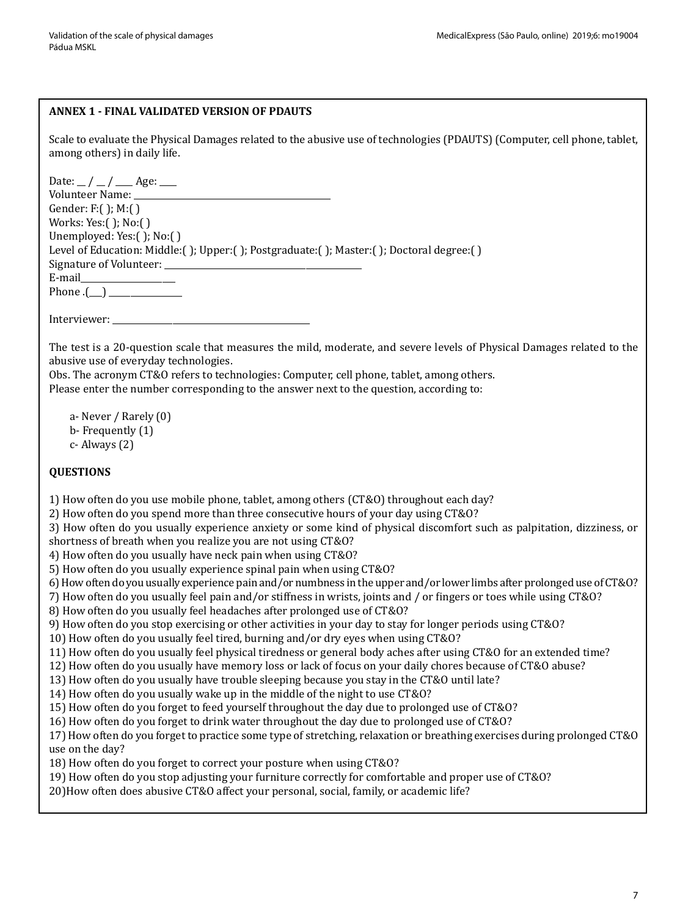## ANNEX 1 - FINAL VALIDATED VERSION OF PDAUTS

Scale to evaluate the Physical Damages related to the abusive use of technologies (PDAUTS) (Computer, cell phone, tablet, among others) in daily life.

Date: __ / __ / ____ Age: ____
Volunteer Name: ___________________________________________
Gender: F:( ); M:( )
Works: Yes:( ); No:( )
Unemployed: Yes:( ); No:( )
Level of Education: Middle:( ); Upper:( ); Postgraduate:( ); Master:( ); Doctoral degree:( )
Signature of Volunteer: ___________________________________________
E-mail_____________________
Phone .(___) ________________

Interviewer: _____________________________________________

The test is a 20-question scale that measures the mild, moderate, and severe levels of Physical Damages related to the abusive use of everyday technologies.
Obs. The acronym CT&O refers to technologies: Computer, cell phone, tablet, among others.
Please enter the number corresponding to the answer next to the question, according to:

a- Never / Rarely (0)
b- Frequently (1)
c- Always (2)

**QUESTIONS**

1) How often do you use mobile phone, tablet, among others (CT&O) throughout each day?
2) How often do you spend more than three consecutive hours of your day using CT&O?
3) How often do you usually experience anxiety or some kind of physical discomfort such as palpitation, dizziness, or shortness of breath when you realize you are not using CT&O?
4) How often do you usually have neck pain when using CT&O?
5) How often do you usually experience spinal pain when using CT&O?
6) How often do you usually experience pain and/or numbness in the upper and/or lower limbs after prolonged use of CT&O?
7) How often do you usually feel pain and/or stiffness in wrists, joints and / or fingers or toes while using CT&O?
8) How often do you usually feel headaches after prolonged use of CT&O?
9) How often do you stop exercising or other activities in your day to stay for longer periods using CT&O?
10) How often do you usually feel tired, burning and/or dry eyes when using CT&O?
11) How often do you usually feel physical tiredness or general body aches after using CT&O for an extended time?
12) How often do you usually have memory loss or lack of focus on your daily chores because of CT&O abuse?
13) How often do you usually have trouble sleeping because you stay in the CT&O until late?
14) How often do you usually wake up in the middle of the night to use CT&O?
15) How often do you forget to feed yourself throughout the day due to prolonged use of CT&O?
16) How often do you forget to drink water throughout the day due to prolonged use of CT&O?
17) How often do you forget to practice some type of stretching, relaxation or breathing exercises during prolonged CT&O use on the day?
18) How often do you forget to correct your posture when using CT&O?
19) How often do you stop adjusting your furniture correctly for comfortable and proper use of CT&O?
20)How often does abusive CT&O affect your personal, social, family, or academic life?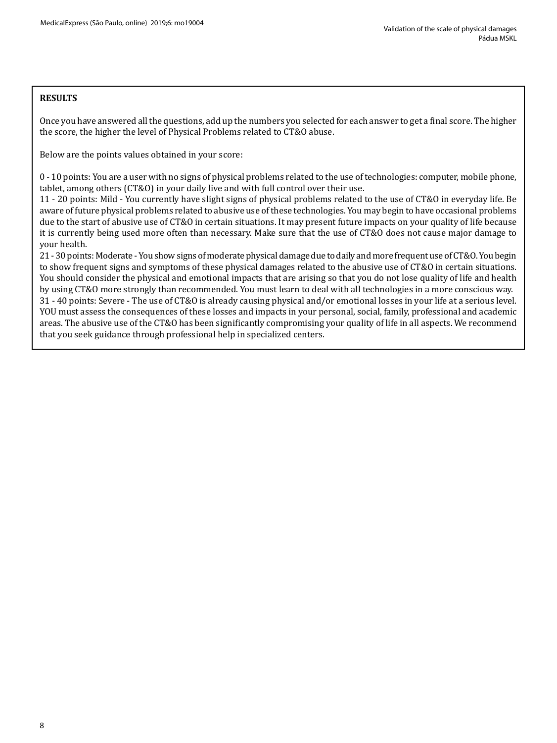**RESULTS**

Once you have answered all the questions, add up the numbers you selected for each answer to get a final score. The higher the score, the higher the level of Physical Problems related to CT&O abuse.

Below are the points values obtained in your score:

0 - 10 points: You are a user with no signs of physical problems related to the use of technologies: computer, mobile phone, tablet, among others (CT&O) in your daily live and with full control over their use.
11 - 20 points: Mild - You currently have slight signs of physical problems related to the use of CT&O in everyday life. Be aware of future physical problems related to abusive use of these technologies. You may begin to have occasional problems due to the start of abusive use of CT&O in certain situations. It may present future impacts on your quality of life because it is currently being used more often than necessary. Make sure that the use of CT&O does not cause major damage to your health.
21 - 30 points: Moderate - You show signs of moderate physical damage due to daily and more frequent use of CT&O. You begin to show frequent signs and symptoms of these physical damages related to the abusive use of CT&O in certain situations. You should consider the physical and emotional impacts that are arising so that you do not lose quality of life and health by using CT&O more strongly than recommended. You must learn to deal with all technologies in a more conscious way.
31 - 40 points: Severe - The use of CT&O is already causing physical and/or emotional losses in your life at a serious level. YOU must assess the consequences of these losses and impacts in your personal, social, family, professional and academic areas. The abusive use of the CT&O has been significantly compromising your quality of life in all aspects. We recommend that you seek guidance through professional help in specialized centers.